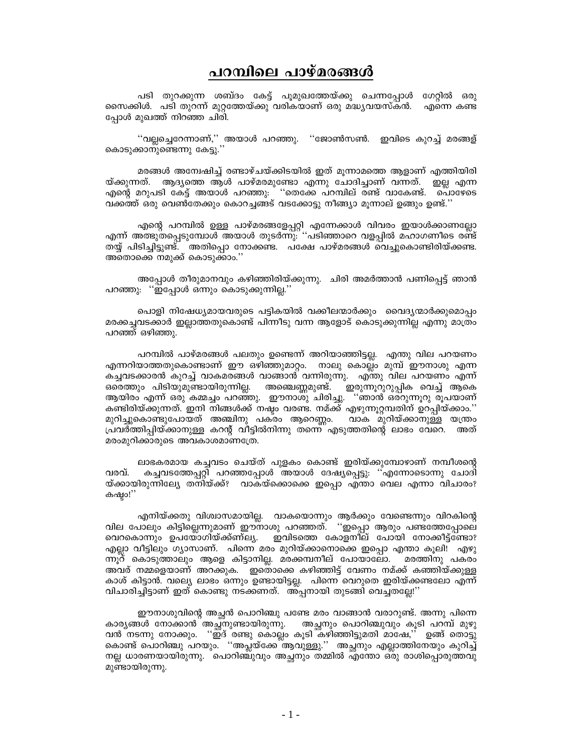# പറമ്പിലെ പാഴ്മരങ്ങൾ

പടി തുറക്കുന്ന ശബ്ദം കേട്ട് പൂമുഖത്തേയ്ക്കു ചെന്നപ്പോൾ ഗേറ്റിൽ ഒരു സൈക്കിൾ. പടി തുറന്ന് മുറ്റത്തേയ്ക്കു വരികയാണ് ഒരു മദ്ധ്യവയസ്കൻ. എന്നെ കണ്ട പ്പോൾ മുഖത്ത് നിറഞ്ഞ ചിരി.

''വല്ലച്ചെറേന്നാണ്,'' അയാൾ പറഞ്ഞു. ''ജോൺസൺ. ഇവിടെ കുറച്ച് മരങ്ങള് കൊടുക്കാനുണ്ടെന്നു കേട്ടു.''

മരങ്ങൾ അന്വേഷിച്ച് രണ്ടാഴ്ചയ്ക്കിടയിൽ ഇത് മൂന്നാമത്തെ ആളാണ് എത്തിയിരി യ്ക്കുന്നത്. ആദ്യത്തെ ആൾ പാഴ്മരമുണ്ടോ എന്നു ചോദിച്ചാണ് വന്നത്. ഇല്ല എന്ന എന്റെ മറുപടി കേട്ട് അയാൾ പറഞ്ഞു: ''തെക്കേ പറമ്പില് രണ്ട് വാകേണ്ട്. പൊഴേടെ വക്കത്ത് ഒരു വെൺതേക്കും കൊറച്ചങ്ങട് വടക്കോട്ടു നീങ്ങ്യാ മൂന്നാല് ഉങ്ങും ഉണ്ട്.''

എന്റെ പറമ്പിൽ ഉള്ള പാഴ്മരങ്ങളേപ്പറ്റി എന്നേക്കാൾ വിവരം ഇയാൾക്കാണല്ലോ എന്ന് അത്ഭുതപ്പെടുമ്പോൾ അയാൾ തുടർന്നു: ''പടിഞ്ഞാറെ വളപ്പിൽ മഹാഗണീടെ രണ്ട് തയ്യ് പിടിച്ചിട്ടുണ്ട്. അതിപ്പൊ നോക്കണ്ട. പക്ഷേ പാഴ്മരങ്ങൾ വെച്ചുകൊണ്ടിരിയ്ക്കണ്ട. അതൊക്കെ നമുക്ക് കൊടുക്കാം.''

അപ്പോൾ തീരുമാനവും കഴിഞ്ഞിരിയ്ക്കുന്നു. ചിരി അമർത്താൻ പണിപ്പെട്ട് ഞാൻ പറഞ്ഞു: ''ഇപ്പോൾ ഒന്നും കൊടുക്കുന്നില്ല.''

പൊളി നിഷേധ്യമായവരുടെ പട്ടികയിൽ വക്കീലന്മാർക്കും വൈദ്യന്മാർക്കുമൊപ്പം മരക്കച്ചവടക്കാർ ഇല്ലാത്തതുകൊണ്ട് പിന്നീടു വന്ന ആളോട് കൊടുക്കുന്നില്ല എന്നു മാത്രം പറഞ്ഞ് ഒഴിഞ്ഞു.

പറമ്പിൽ പാഴ്മരങ്ങൾ പലതും ഉണ്ടെന്ന് അറിയാഞ്ഞിട്ടല്ല. എന്തു വില പറയണം എന്നറിയാത്തതുകൊണ്ടാണ് ഈ ഒഴിഞ്ഞുമാറ്റം. നാലു കൊല്ലം മുമ്പ് ഈനാശു എന്ന കച്ചവടക്കാരൻ കുറച്ച് വാകമരങ്ങൾ വാങ്ങാൻ വന്നിരുന്നു. എന്തു വില പറയണം എന്ന് ഒരെത്തും പിടിയുമുണ്ടായിരുന്നില്ല. അഞ്ചെണ്ണമുണ്ട്. ഇരുന്നൂററുറുപ്പിക വെച്ച് ആകെ ആയിരം എന്ന് ഒരു കമ്മച്ചം പറഞ്ഞു. ഈനാശു ചിരിച്ചു. ''ഞാൻ ഒരുന്നൂറു രൂപയാണ് കണ്ടിരിയ്ക്കുന്നത്. ഇനി നിങ്ങൾക്ക് നഷ്ടം വരണ്ട. നമ്ക്ക് എഴുന്നൂറ്റമ്പതിന് ഉറപ്പിയ്ക്കാം.'' മുറിച്ചുകൊണ്ടുപോയത് അഞ്ചിനു പകരം ആറെണ്ണം. വാക മുറിയ്ക്കാനുള്ള യന്ത്രം പ്രവർത്തിപ്പിയ്ക്കാനുള്ള കറന്റ് വീട്ടിൽനിന്നു തന്നെ എടുത്തതിന്റെ ലാഭം വേറെ. അത് മരംമുറിക്കാരുടെ അവകാശമാണത്രേ.

ലാഭകരമായ കച്ചവടം ചെയ്ത് പുളകം കൊണ്ട് ഇരിയ്ക്കുമ്പോഴാണ് നമ്പീശന്റെ വരവ്. കച്ചവടത്തേപ്പറ്റി പറഞ്ഞപ്പോൾ അയാൾ ദേഷ്യപ്പെട്ടു: ''എന്നോടൊന്നു ചോദി യ്ക്കായിരുന്നില്ല്യേ തനിയ്ക്ക്? വാകയ്ക്കൊക്കെ ഇപ്പൊ എന്താ വെല എന്നാ വിചാരം? കഷ്ടം!''

എനിയ്ക്കതു വിശ്വാസമായില്ല. വാകയൊന്നും ആർക്കും വേണ്ടെന്നും വിറകിന്റെ വില പോലും കിട്ടില്ലെന്നുമാണ് ഈനാശു പറഞ്ഞത്. ''ഇപ്പൊ ആരും പണ്ടത്തേപ്പോലെ വെറകൊന്നും ഉപയോഗിയ്ക്കണ്ല്യ. ഇവിടത്തെ കോളനീല് പോയി നോക്കീട്ടുണ്ടോ? എല്ലാ വീട്ടിലും ഗ്യാസാണ്. പിന്നെ മരം മുറിയ്ക്കാനൊക്കെ ഇപ്പൊ എന്താ കൂലി! എഴു ന്നൂറ് കൊടുത്താലും ആളെ കിട്ടാനില്ല. മരക്കമ്പനീല് പോയാലോ. മരത്തിനു പകരം അവര് നമ്മളെയാണ് അറക്കുക. ഇതൊക്കെ കഴിഞ്ഞിട്ട് വേണം നമ്ക്ക് കഞ്ഞിയ്ക്കുള്ള കാശ് കിട്ടാൻ. വല്യെ ലാഭം ഒന്നും ഉണ്ടായിട്ടല്ല. പിന്നെ വെറുതെ ഇരിയ്ക്കണ്ടലോ എന്ന് വിചാരിച്ചിട്ടാണ് ഇത് കൊണ്ടു നടക്കണത്. അപ്പനായി തുടങ്ങി വെച്ചതല്ലേ!''

ഈനാശുവിന്റെ അച്ഛൻ പൊറിഞ്ചു പണ്ടേ മരം വാങ്ങാൻ വരാറുണ്ട്. അന്നു പിന്നെ കാര്യങ്ങൾ നോക്കാൻ അച്ഛനുണ്ടായിരുന്നു. അച്ഛനും പൊറിഞ്ചുവും കൂടി പറമ്പ് മുഴു വൻ നടന്നു നോക്കും. ''ഇത് രണ്ടു കൊല്ലം കൂടി കഴിഞ്ഞിട്ടുമതി മാഷേ,'' ഉങ്ങ് തൊട്ടു കൊണ്ട് പൊറിഞ്ചു പറയും. ''അപ്ലയ്ക്കേ ആവുള്ളു.'' അച്ഛനും എല്ലാത്തിനേയും കുറിച്ച് നല്ല ധാരണയായിരുന്നു. പൊറിഞ്ചുവും അച്ഛനും തമ്മിൽ എന്തോ ഒരു രാശിപ്പൊരുത്തവു മുണ്ടായിരുന്നു.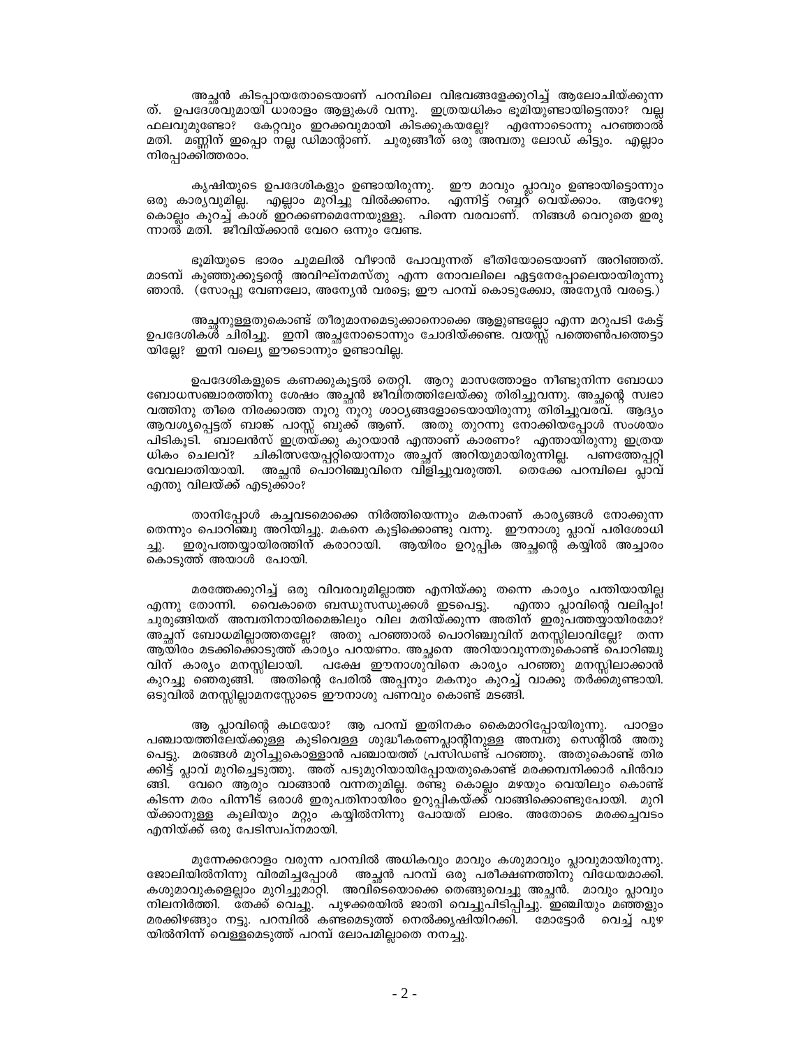അച്ഛൻ കിടപ്പായതോടെയാണ് പറമ്പിലെ വിഭവങ്ങളെക്കുറിച്ച് ആലോചിയ്ക്കുന്നത്. ഉപദേശവുമായി ധാരാളം ആളുകൾ വന്നു. ഇത്രയധികം ഭൂമിയുണ്ടായിട്ടെന്താ? വല്ല ഫലവുമുണ്ടോ? കേറ്റവും ഇറക്കവുമായി കിടക്കുകയല്ലേ? എന്നോടൊന്നു പറഞ്ഞാൽ മതി. മണ്ണിന് ഇപ്പൊ നല്ല ഡിമാന്റാണ്. ചുരുങ്ങീത് ഒരു അമ്പതു ലോഡ് കിട്ടും. എല്ലാം നിരപ്പാക്കിത്തരാം.

കൃഷിയുടെ ഉപദേശികളും ഉണ്ടായിരുന്നു. ഈ മാവും പ്ലാവും ഉണ്ടായിട്ടൊന്നും ഒരു കാര്യവുമില്ല. എല്ലാം മുറിച്ചു വിൽക്കണം. എന്നിട്ട് റബ്ബറ് വെയ്ക്കാം. ആറേഴു കൊല്ലം കുറച്ച് കാശ് ഇറക്കണമെന്നേയുള്ളു. പിന്നെ വരവാണ്. നിങ്ങൾ വെറുതെ ഇരുന്നാൽ മതി. ജീവിയ്ക്കാൻ വേറെ ഒന്നും വേണ്ട.

ഭൂമിയുടെ ഭാരം ചുമലിൽ വീഴാൻ പോവുന്നത് ഭീതിയോടെയാണ് അറിഞ്ഞത്. മാടമ്പ് കുഞ്ഞുക്കുട്ടന്റെ അവിഘ്നമസ്തു എന്ന നോവലിലെ ഏട്ടനേപ്പോലെയായിരുന്നു ഞാൻ. (സോപ്പു വേണലോ, അന്യേൻ വരട്ടെ; ഈ പറമ്പ് കൊടുക്ക്വോ, അന്യേൻ വരട്ടെ.)

അച്ഛനുള്ളതുകൊണ്ട് തീരുമാനമെടുക്കാനൊക്കെ ആളുണ്ടല്ലോ എന്ന മറുപടി കേട്ട് ഉപദേശികൾ ചിരിച്ചു. ഇനി അച്ഛനോടൊന്നും ചോദിയ്ക്കേണ്ട. വയസ്സ് പത്തെൺപത്തെട്ടായില്ലേ? ഇനി വല്ല്യെ ഈടൊന്നും ഉണ്ടാവില്ല.

ഉപദേശികളുടെ കണക്കുകൂട്ടൽ തെറ്റി. ആറു മാസത്തോളം നീണ്ടുനിന്ന ബോധാബോധസഞ്ചാരത്തിനു ശേഷം അച്ഛൻ ജീവിതത്തിലേയ്ക്കു തിരിച്ചുവന്നു. അച്ഛന്റെ സ്വഭാവത്തിനു തീരെ നിരക്കാത്ത നൂറു നൂറു ശാഠ്യങ്ങളോടെയായിരുന്നു തിരിച്ചുവരവ്. ആദ്യം ആവശ്യപ്പെട്ടത് ബാങ്ക് പാസ്സ് ബുക്ക് ആണ്. അതു തുറന്നു നോക്കിയപ്പോൾ സംശയം പിടികൂടി. ബാലൻസ് ഇത്രയ്ക്കു കുറയാൻ എന്താണ് കാരണം? എന്തായിരുന്നു ഇത്രയധികം ചെലവ്? ചികിത്സയേപ്പറ്റിയൊന്നും അച്ഛന് അറിയുമായിരുന്നില്ല. പണത്തേപ്പറ്റി വേവലാതിയായി. അച്ഛൻ പൊറിഞ്ചുവിനെ വിളിച്ചുവരുത്തി. തെക്കേ പറമ്പിലെ പ്ലാവ് എന്തു വിലയ്ക്ക് എടുക്കാം?

താനിപ്പോൾ കച്ചവടമൊക്കെ നിർത്തിയെന്നും മകനാണ് കാര്യങ്ങൾ നോക്കുന്നതെന്നും പൊറിഞ്ചു അറിയിച്ചു. മകനെ കൂട്ടിക്കൊണ്ടു വന്നു. ഈനാശു പ്ലാവ് പരിശോധിച്ചു. ഇരുപത്തയ്യായിരത്തിന് കരാറായി. ആയിരം ഉറുപ്പിക അച്ഛന്റെ കയ്യിൽ അച്ചാരം കൊടുത്ത് അയാൾ പോയി.

മരത്തേക്കുറിച്ച് ഒരു വിവരവുമില്ലാത്ത എനിയ്ക്കു തന്നെ കാര്യം പന്തിയായില്ല എന്നു തോന്നി. വൈകാതെ ബന്ധുസന്ധുക്കൾ ഇടപെട്ടു. എന്താ പ്ലാവിന്റെ വലിപ്പം! ചുരുങ്ങിയത് അമ്പതിനായിരമെങ്കിലും വില മതിയ്ക്കുന്ന അതിന് ഇരുപത്തയ്യായിരമോ? അച്ഛന് ബോധമില്ലാത്തതല്ലേ? അതു പറഞ്ഞാൽ പൊറിഞ്ചുവിന് മനസ്സിലാവില്ലേ? തന്ന ആയിരം മടക്കിക്കൊടുത്ത് കാര്യം പറയണം. അച്ഛനെ അറിയാവുന്നതുകൊണ്ട് പൊറിഞ്ചുവിന് കാര്യം മനസ്സിലായി. പക്ഷേ ഈനാശുവിനെ കാര്യം പറഞ്ഞു മനസ്സിലാക്കാൻ കുറച്ചു ഞെരുങ്ങി. അതിന്റെ പേരിൽ അപ്പനും മകനും കുറച്ച് വാക്കു തർക്കമുണ്ടായി. ഒടുവിൽ മനസ്സില്ലാമനസ്സോടെ ഈനാശു പണവും കൊണ്ട് മടങ്ങി.

ആ പ്ലാവിന്റെ കഥയോ? ആ പറമ്പ് ഇതിനകം കൈമാറിപ്പോയിരുന്നു. പാറളം പഞ്ചായത്തിലേയ്ക്കുള്ള കുടിവെള്ള ശുദ്ധീകരണപ്ലാന്റിനുള്ള അമ്പതു സെന്റിൽ അതു പെട്ടു. മരങ്ങൾ മുറിച്ചുകൊള്ളാൻ പഞ്ചായത്ത് പ്രസിഡണ്ട് പറഞ്ഞു. അതുകൊണ്ട് തിരക്കിട്ട് പ്ലാവ് മുറിച്ചെടുത്തു. അത് പടുമുറിയായിപ്പോയതുകൊണ്ട് മരക്കമ്പനിക്കാർ പിൻവാങ്ങി. വേറെ ആരും വാങ്ങാൻ വന്നതുമില്ല. രണ്ടു കൊല്ലം മഴയും വെയിലും കൊണ്ട് കിടന്ന മരം പിന്നീട് ഒരാൾ ഇരുപതിനായിരം ഉറുപ്പികയ്ക്ക് വാങ്ങിക്കൊണ്ടുപോയി. മുറിയ്ക്കാനുള്ള കൂലിയും മറ്റും കയ്യിൽനിന്നു പോയത് ലാഭം. അതോടെ മരക്കച്ചവടം എനിയ്ക്ക് ഒരു പേടിസ്വപ്നമായി.

മൂന്നേക്കറോളം വരുന്ന പറമ്പിൽ അധികവും മാവും കശുമാവും പ്ലാവുമായിരുന്നു. ജോലിയിൽനിന്നു വിരമിച്ചപ്പോൾ അച്ഛൻ പറമ്പ് ഒരു പരീക്ഷണത്തിനു വിധേയമാക്കി. കശുമാവുകളെല്ലാം മുറിച്ചുമാറ്റി. അവിടെയൊക്കെ തെങ്ങുവെച്ചു അച്ഛൻ. മാവും പ്ലാവും നിലനിർത്തി. തേക്ക് വെച്ചു. പുഴക്കരയിൽ ജാതി വെച്ചുപിടിപ്പിച്ചു. ഇഞ്ചിയും മഞ്ഞളും മരക്കിഴങ്ങും നട്ടു. പറമ്പിൽ കണ്ടമെടുത്ത് നെൽക്കൃഷിയിറക്കി. മോട്ടോർ വെച്ച് പുഴയിൽനിന്ന് വെള്ളമെടുത്ത് പറമ്പ് ലോപമില്ലാതെ നനച്ചു.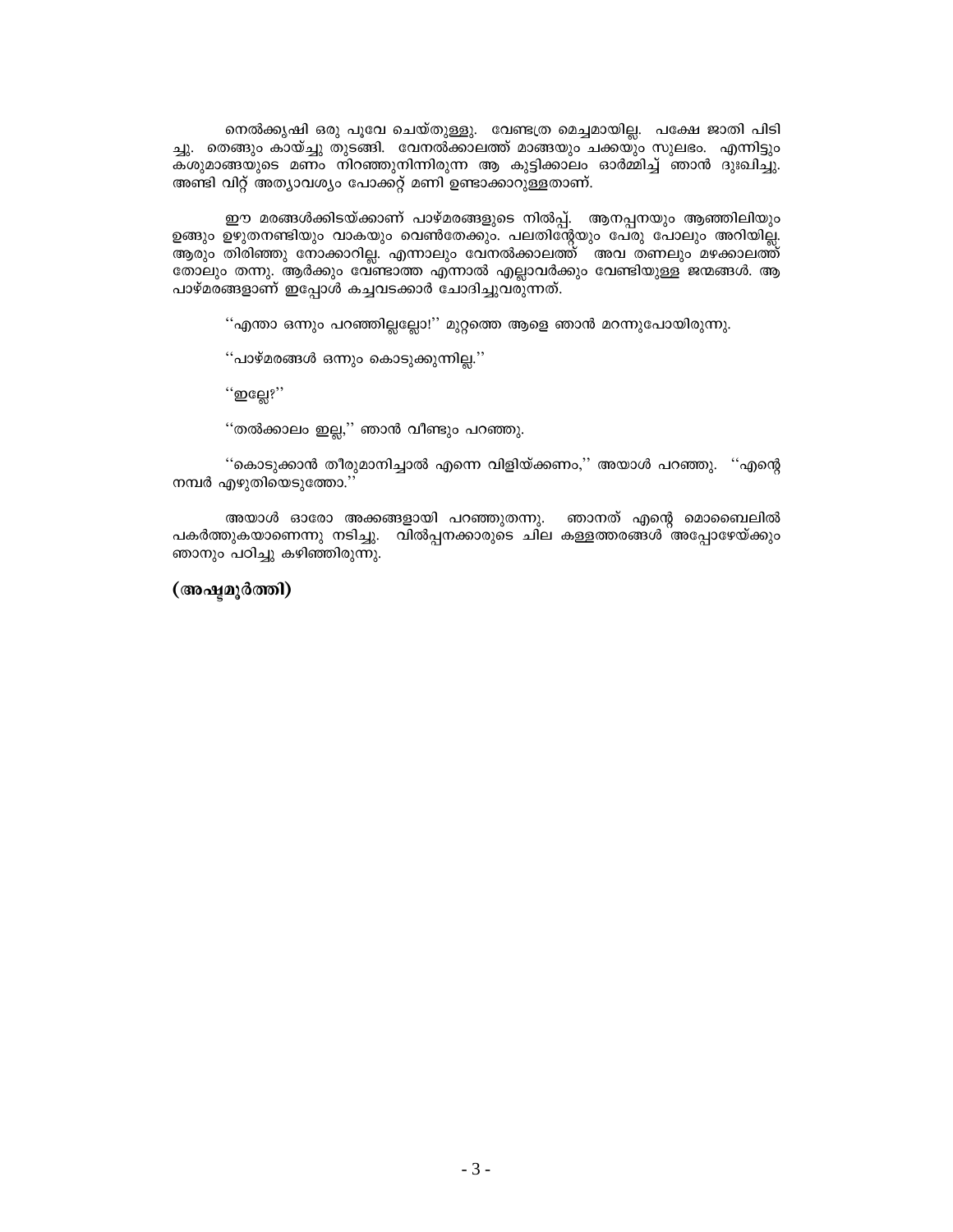നെൽക്കൃഷി ഒരു പൂവേ ചെയ്തുള്ളു. വേണ്ടത്ര മെച്ചമായില്ല. പക്ഷേ ജാതി പിടിച്ചു. തെങ്ങും കായ്ച്ചു തുടങ്ങി. വേനൽക്കാലത്ത് മാങ്ങയും ചക്കയും സുലഭം. എന്നിട്ടും കശുമാങ്ങയുടെ മണം നിറഞ്ഞുനിന്നിരുന്ന ആ കുട്ടിക്കാലം ഓർമ്മിച്ച് ഞാൻ ദുഃഖിച്ചു. അണ്ടി വിറ്റ് അത്യാവശ്യം പോക്കറ്റ് മണി ഉണ്ടാക്കാറുള്ളതാണ്.

ഈ മരങ്ങൾക്കിടയ്ക്കാണ് പാഴ്മരങ്ങളുടെ നിൽപ്പ്. ആനപ്പനയും ആഞ്ഞിലിയും ഉങ്ങും ഉഴുതനണ്ടിയും വാകയും വെൺതേക്കും. പലതിന്റേയും പേരു പോലും അറിയില്ല. ആരും തിരിഞ്ഞു നോക്കാറില്ല. എന്നാലും വേനൽക്കാലത്ത് അവ തണലും മഴക്കാലത്ത് തോലും തന്നു. ആർക്കും വേണ്ടാത്ത എന്നാൽ എല്ലാവർക്കും വേണ്ടിയുള്ള ജന്മങ്ങൾ. ആ പാഴ്മരങ്ങളാണ് ഇപ്പോൾ കച്ചവടക്കാർ ചോദിച്ചുവരുന്നത്.

''എന്താ ഒന്നും പറഞ്ഞില്ലല്ലോ!'' മുറ്റത്തെ ആളെ ഞാൻ മറന്നുപോയിരുന്നു.

''പാഴ്മരങ്ങൾ ഒന്നും കൊടുക്കുന്നില്ല.''

''ഇല്ലേ?''

''തൽക്കാലം ഇല്ല,'' ഞാൻ വീണ്ടും പറഞ്ഞു.

''കൊടുക്കാൻ തീരുമാനിച്ചാൽ എന്നെ വിളിയ്ക്കണം,'' അയാൾ പറഞ്ഞു. ''എന്റെ നമ്പർ എഴുതിയെടുത്തോ.''

അയാൾ ഓരോ അക്കങ്ങളായി പറഞ്ഞുതന്നു. ഞാനത് എന്റെ മൊബൈലിൽ പകർത്തുകയാണെന്നു നടിച്ചു. വിൽപ്പനക്കാരുടെ ചില കള്ളത്തരങ്ങൾ അപ്പോഴേയ്ക്കും ഞാനും പഠിച്ചു കഴിഞ്ഞിരുന്നു.

**(അഷ്ടമൂർത്തി)**